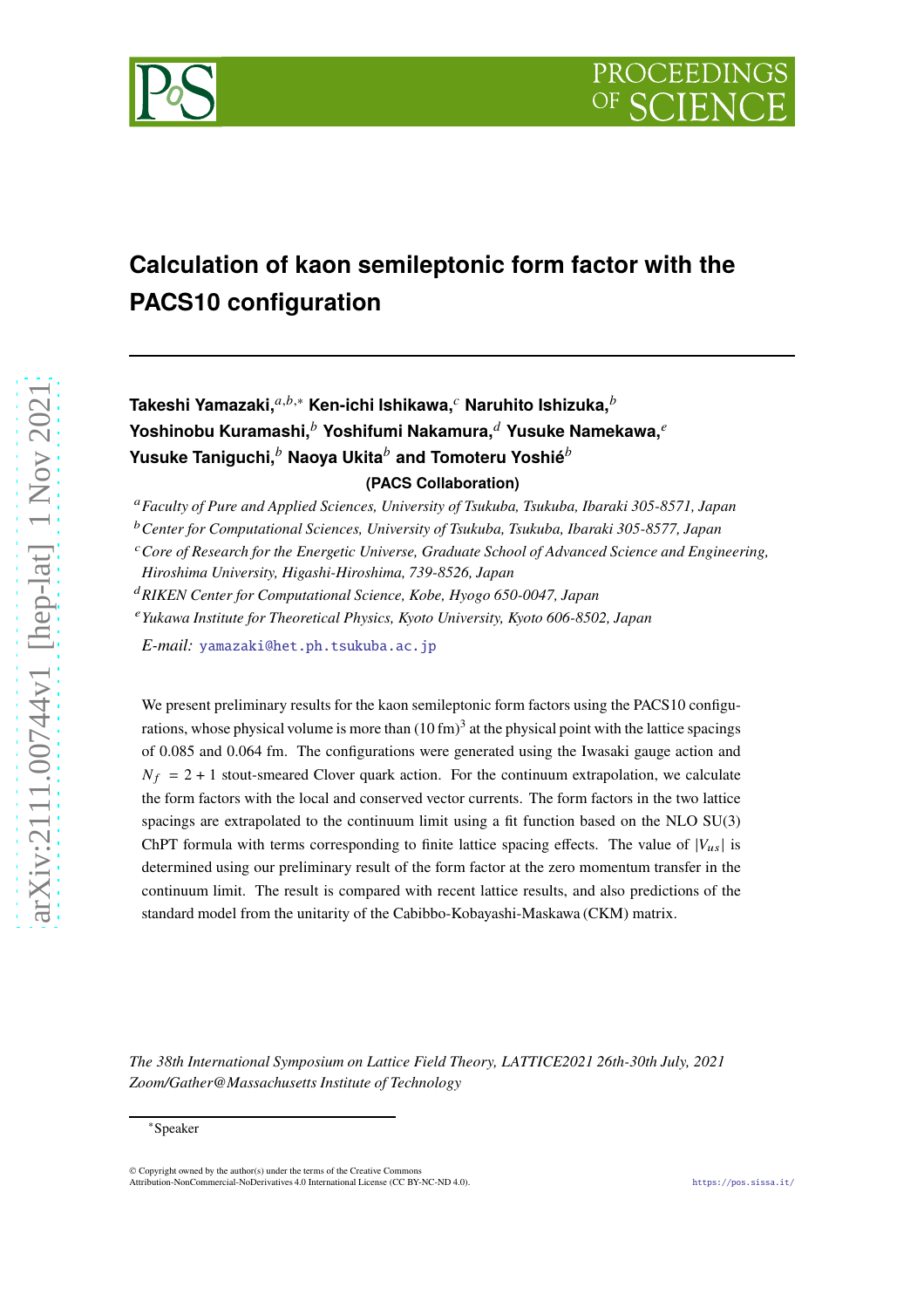# Calculation of kaon semileptonic form factor with the PACS10 configuration

**Takeshi Yamazaki,**[a,b,*] **Ken-ichi Ishikawa,**[c] **Naruhito Ishizuka,**[b] **Yoshinobu Kuramashi,**[b] **Yoshifumi Nakamura,**[d] **Yusuke Namekawa,**[e] **Yusuke Taniguchi,**[b] **Naoya Ukita**[b] **and Tomoteru Yoshié**[b]

**(PACS Collaboration)**

[a] *Faculty of Pure and Applied Sciences, University of Tsukuba, Tsukuba, Ibaraki 305-8571, Japan*

[b] *Center for Computational Sciences, University of Tsukuba, Tsukuba, Ibaraki 305-8577, Japan*

[c] *Core of Research for the Energetic Universe, Graduate School of Advanced Science and Engineering, Hiroshima University, Higashi-Hiroshima, 739-8526, Japan*

[d] *RIKEN Center for Computational Science, Kobe, Hyogo 650-0047, Japan*

[e] *Yukawa Institute for Theoretical Physics, Kyoto University, Kyoto 606-8502, Japan*

*E-mail:* yamazaki@het.ph.tsukuba.ac.jp

We present preliminary results for the kaon semileptonic form factors using the PACS10 configurations, whose physical volume is more than $(10\,\mathrm{fm})^3$ at the physical point with the lattice spacings of 0.085 and 0.064 fm. The configurations were generated using the Iwasaki gauge action and $N_f = 2+1$ stout-smeared Clover quark action. For the continuum extrapolation, we calculate the form factors with the local and conserved vector currents. The form factors in the two lattice spacings are extrapolated to the continuum limit using a fit function based on the NLO SU(3) ChPT formula with terms corresponding to finite lattice spacing effects. The value of $|V_{us}|$ is determined using our preliminary result of the form factor at the zero momentum transfer in the continuum limit. The result is compared with recent lattice results, and also predictions of the standard model from the unitarity of the Cabibbo-Kobayashi-Maskawa (CKM) matrix.

*The 38th International Symposium on Lattice Field Theory, LATTICE2021 26th-30th July, 2021 Zoom/Gather@Massachusetts Institute of Technology*

[*] Speaker

© Copyright owned by the author(s) under the terms of the Creative Commons Attribution-NonCommercial-NoDerivatives 4.0 International License (CC BY-NC-ND 4.0).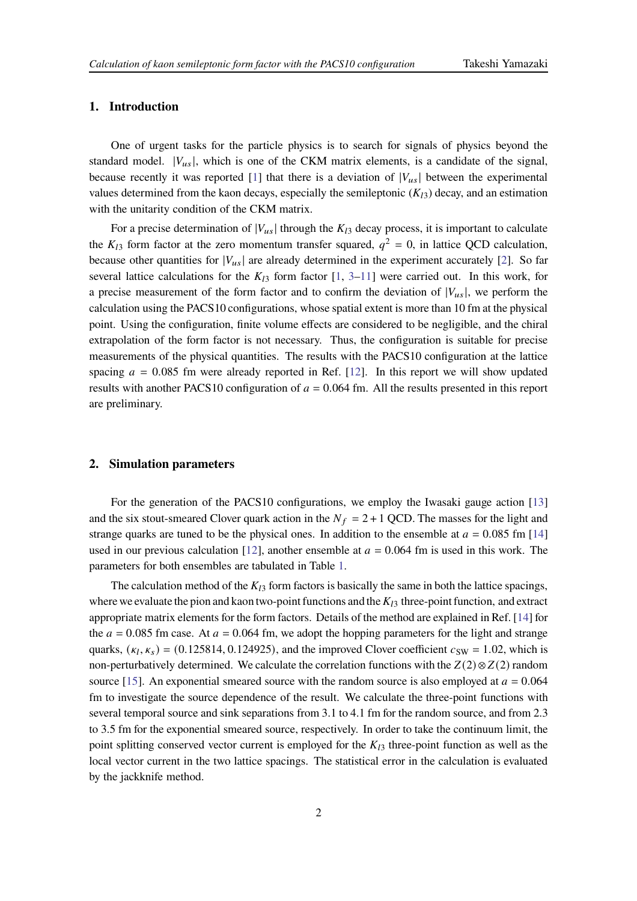## 1. Introduction

One of urgent tasks for the particle physics is to search for signals of physics beyond the standard model. $|V_{us}|$, which is one of the CKM matrix elements, is a candidate of the signal, because recently it was reported [1] that there is a deviation of $|V_{us}|$ between the experimental values determined from the kaon decays, especially the semileptonic ($K_{l3}$) decay, and an estimation with the unitarity condition of the CKM matrix.

For a precise determination of $|V_{us}|$ through the $K_{l3}$ decay process, it is important to calculate the $K_{l3}$ form factor at the zero momentum transfer squared, $q^2 = 0$, in lattice QCD calculation, because other quantities for $|V_{us}|$ are already determined in the experiment accurately [2]. So far several lattice calculations for the $K_{l3}$ form factor [1, 3–11] were carried out. In this work, for a precise measurement of the form factor and to confirm the deviation of $|V_{us}|$, we perform the calculation using the PACS10 configurations, whose spatial extent is more than 10 fm at the physical point. Using the configuration, finite volume effects are considered to be negligible, and the chiral extrapolation of the form factor is not necessary. Thus, the configuration is suitable for precise measurements of the physical quantities. The results with the PACS10 configuration at the lattice spacing $a = 0.085$ fm were already reported in Ref. [12]. In this report we will show updated results with another PACS10 configuration of $a = 0.064$ fm. All the results presented in this report are preliminary.

## 2. Simulation parameters

For the generation of the PACS10 configurations, we employ the Iwasaki gauge action [13] and the six stout-smeared Clover quark action in the $N_f = 2 + 1$ QCD. The masses for the light and strange quarks are tuned to be the physical ones. In addition to the ensemble at $a = 0.085$ fm [14] used in our previous calculation [12], another ensemble at $a = 0.064$ fm is used in this work. The parameters for both ensembles are tabulated in Table 1.

The calculation method of the $K_{l3}$ form factors is basically the same in both the lattice spacings, where we evaluate the pion and kaon two-point functions and the $K_{l3}$ three-point function, and extract appropriate matrix elements for the form factors. Details of the method are explained in Ref. [14] for the $a = 0.085$ fm case. At $a = 0.064$ fm, we adopt the hopping parameters for the light and strange quarks, $(\kappa_l, \kappa_s) = (0.125814, 0.124925)$, and the improved Clover coefficient $c_{\rm SW} = 1.02$, which is non-perturbatively determined. We calculate the correlation functions with the $Z(2) \otimes Z(2)$ random source [15]. An exponential smeared source with the random source is also employed at $a = 0.064$ fm to investigate the source dependence of the result. We calculate the three-point functions with several temporal source and sink separations from 3.1 to 4.1 fm for the random source, and from 2.3 to 3.5 fm for the exponential smeared source, respectively. In order to take the continuum limit, the point splitting conserved vector current is employed for the $K_{l3}$ three-point function as well as the local vector current in the two lattice spacings. The statistical error in the calculation is evaluated by the jackknife method.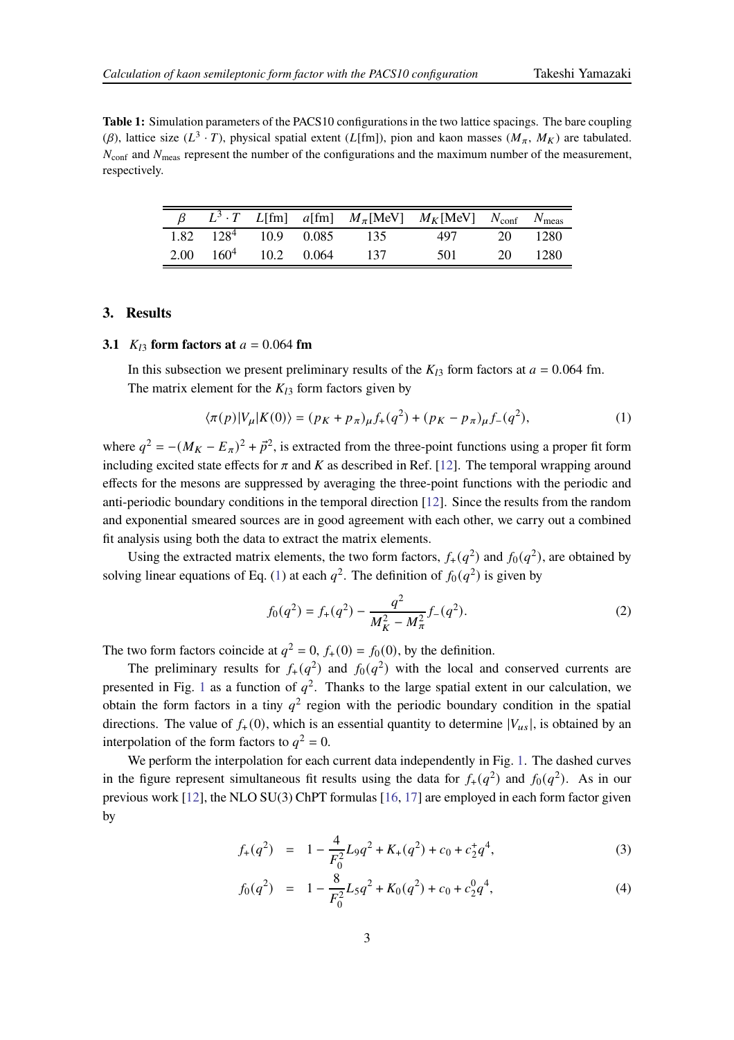**Table 1:** Simulation parameters of the PACS10 configurations in the two lattice spacings. The bare coupling ($\beta$), lattice size ($L^3 \cdot T$), physical spatial extent ($L$[fm]), pion and kaon masses ($M_\pi$, $M_K$) are tabulated. $N_{\rm conf}$ and $N_{\rm meas}$ represent the number of the configurations and the maximum number of the measurement, respectively.

| $\beta$ | $L^3 \cdot T$ | $L$[fm] | $a$[fm] | $M_\pi$[MeV] | $M_K$[MeV] | $N_{\rm conf}$ | $N_{\rm meas}$ |
|---|---|---|---|---|---|---|---|
| 1.82 | $128^4$ | 10.9 | 0.085 | 135 | 497 | 20 | 1280 |
| 2.00 | $160^4$ | 10.2 | 0.064 | 137 | 501 | 20 | 1280 |

## 3. Results

### 3.1 $K_{l3}$ form factors at $a = 0.064$ fm

In this subsection we present preliminary results of the $K_{l3}$ form factors at $a = 0.064$ fm. The matrix element for the $K_{l3}$ form factors given by

$$\langle \pi(p)|V_\mu|K(0)\rangle = (p_K + p_\pi)_\mu f_+(q^2) + (p_K - p_\pi)_\mu f_-(q^2), \tag{1}$$

where $q^2 = -(M_K - E_\pi)^2 + \vec{p}^2$, is extracted from the three-point functions using a proper fit form including excited state effects for $\pi$ and $K$ as described in Ref. [12]. The temporal wrapping around effects for the mesons are suppressed by averaging the three-point functions with the periodic and anti-periodic boundary conditions in the temporal direction [12]. Since the results from the random and exponential smeared sources are in good agreement with each other, we carry out a combined fit analysis using both the data to extract the matrix elements.

Using the extracted matrix elements, the two form factors, $f_+(q^2)$ and $f_0(q^2)$, are obtained by solving linear equations of Eq. (1) at each $q^2$. The definition of $f_0(q^2)$ is given by

$$f_0(q^2) = f_+(q^2) - \frac{q^2}{M_K^2 - M_\pi^2} f_-(q^2). \tag{2}$$

The two form factors coincide at $q^2 = 0$, $f_+(0) = f_0(0)$, by the definition.

The preliminary results for $f_+(q^2)$ and $f_0(q^2)$ with the local and conserved currents are presented in Fig. 1 as a function of $q^2$. Thanks to the large spatial extent in our calculation, we obtain the form factors in a tiny $q^2$ region with the periodic boundary condition in the spatial directions. The value of $f_+(0)$, which is an essential quantity to determine $|V_{us}|$, is obtained by an interpolation of the form factors to $q^2 = 0$.

We perform the interpolation for each current data independently in Fig. 1. The dashed curves in the figure represent simultaneous fit results using the data for $f_+(q^2)$ and $f_0(q^2)$. As in our previous work [12], the NLO SU(3) ChPT formulas [16, 17] are employed in each form factor given by

$$f_+(q^2) = 1 - \frac{4}{F_0^2} L_9 q^2 + K_+(q^2) + c_0 + c_2^+ q^4, \tag{3}$$

$$f_0(q^2) = 1 - \frac{8}{F_0^2} L_5 q^2 + K_0(q^2) + c_0 + c_2^0 q^4, \tag{4}$$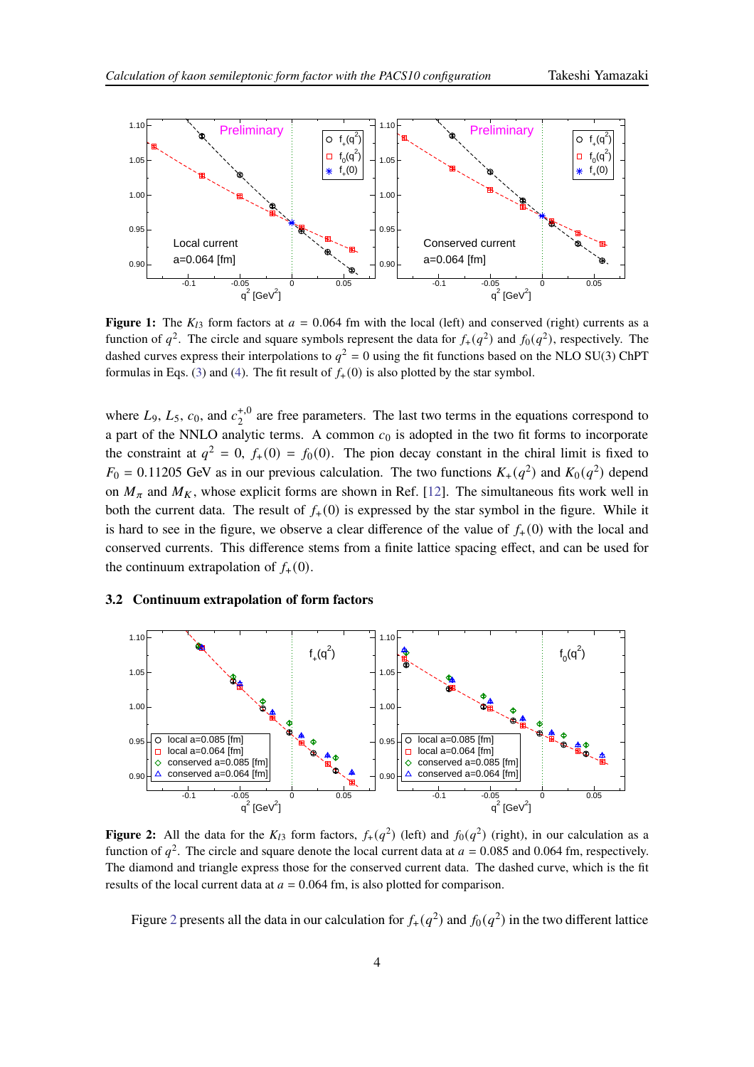**Figure 1:** The $K_{l3}$ form factors at $a = 0.064$ fm with the local (left) and conserved (right) currents as a function of $q^2$. The circle and square symbols represent the data for $f_+(q^2)$ and $f_0(q^2)$, respectively. The dashed curves express their interpolations to $q^2 = 0$ using the fit functions based on the NLO SU(3) ChPT formulas in Eqs. (3) and (4). The fit result of $f_+(0)$ is also plotted by the star symbol.

where $L_9$, $L_5$, $c_0$, and $c_2^{+,0}$ are free parameters. The last two terms in the equations correspond to a part of the NNLO analytic terms. A common $c_0$ is adopted in the two fit forms to incorporate the constraint at $q^2 = 0$, $f_+(0) = f_0(0)$. The pion decay constant in the chiral limit is fixed to $F_0 = 0.11205$ GeV as in our previous calculation. The two functions $K_+(q^2)$ and $K_0(q^2)$ depend on $M_\pi$ and $M_K$, whose explicit forms are shown in Ref. [12]. The simultaneous fits work well in both the current data. The result of $f_+(0)$ is expressed by the star symbol in the figure. While it is hard to see in the figure, we observe a clear difference of the value of $f_+(0)$ with the local and conserved currents. This difference stems from a finite lattice spacing effect, and can be used for the continuum extrapolation of $f_+(0)$.

### 3.2 Continuum extrapolation of form factors

**Figure 2:** All the data for the $K_{l3}$ form factors, $f_+(q^2)$ (left) and $f_0(q^2)$ (right), in our calculation as a function of $q^2$. The circle and square denote the local current data at $a = 0.085$ and 0.064 fm, respectively. The diamond and triangle express those for the conserved current data. The dashed curve, which is the fit results of the local current data at $a = 0.064$ fm, is also plotted for comparison.

Figure 2 presents all the data in our calculation for $f_+(q^2)$ and $f_0(q^2)$ in the two different lattice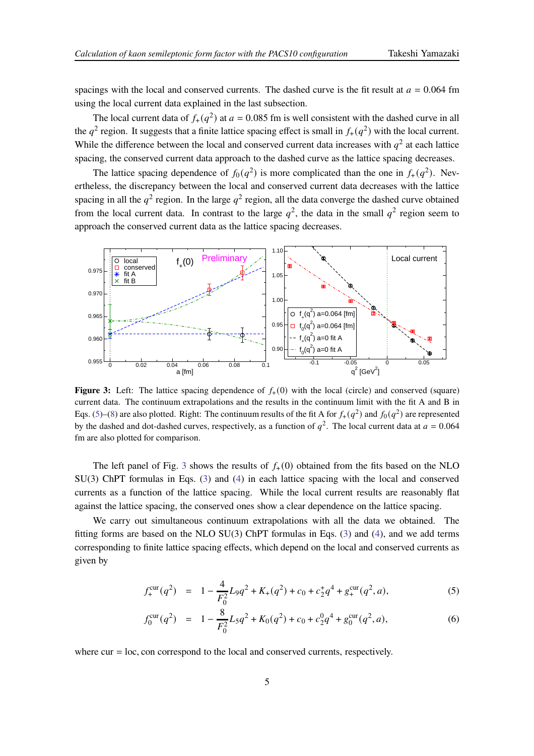spacings with the local and conserved currents. The dashed curve is the fit result at $a = 0.064$ fm using the local current data explained in the last subsection.

The local current data of $f_+(q^2)$ at $a = 0.085$ fm is well consistent with the dashed curve in all the $q^2$ region. It suggests that a finite lattice spacing effect is small in $f_+(q^2)$ with the local current. While the difference between the local and conserved current data increases with $q^2$ at each lattice spacing, the conserved current data approach to the dashed curve as the lattice spacing decreases.

The lattice spacing dependence of $f_0(q^2)$ is more complicated than the one in $f_+(q^2)$. Nevertheless, the discrepancy between the local and conserved current data decreases with the lattice spacing in all the $q^2$ region. In the large $q^2$ region, all the data converge the dashed curve obtained from the local current data. In contrast to the large $q^2$, the data in the small $q^2$ region seem to approach the conserved current data as the lattice spacing decreases.

**Figure 3:** Left: The lattice spacing dependence of $f_+(0)$ with the local (circle) and conserved (square) current data. The continuum extrapolations and the results in the continuum limit with the fit A and B in Eqs. (5)–(8) are also plotted. Right: The continuum results of the fit A for $f_+(q^2)$ and $f_0(q^2)$ are represented by the dashed and dot-dashed curves, respectively, as a function of $q^2$. The local current data at $a = 0.064$ fm are also plotted for comparison.

The left panel of Fig. 3 shows the results of $f_+(0)$ obtained from the fits based on the NLO SU(3) ChPT formulas in Eqs. (3) and (4) in each lattice spacing with the local and conserved currents as a function of the lattice spacing. While the local current results are reasonably flat against the lattice spacing, the conserved ones show a clear dependence on the lattice spacing.

We carry out simultaneous continuum extrapolations with all the data we obtained. The fitting forms are based on the NLO SU(3) ChPT formulas in Eqs. (3) and (4), and we add terms corresponding to finite lattice spacing effects, which depend on the local and conserved currents as given by

$$f_+^{\rm cur}(q^2) = 1 - \frac{4}{F_0^2} L_9 q^2 + K_+(q^2) + c_0 + c_2^+ q^4 + g_+^{\rm cur}(q^2, a), \tag{5}$$

$$f_0^{\rm cur}(q^2) = 1 - \frac{8}{F_0^2} L_5 q^2 + K_0(q^2) + c_0 + c_2^0 q^4 + g_0^{\rm cur}(q^2, a), \tag{6}$$

where cur = loc, con correspond to the local and conserved currents, respectively.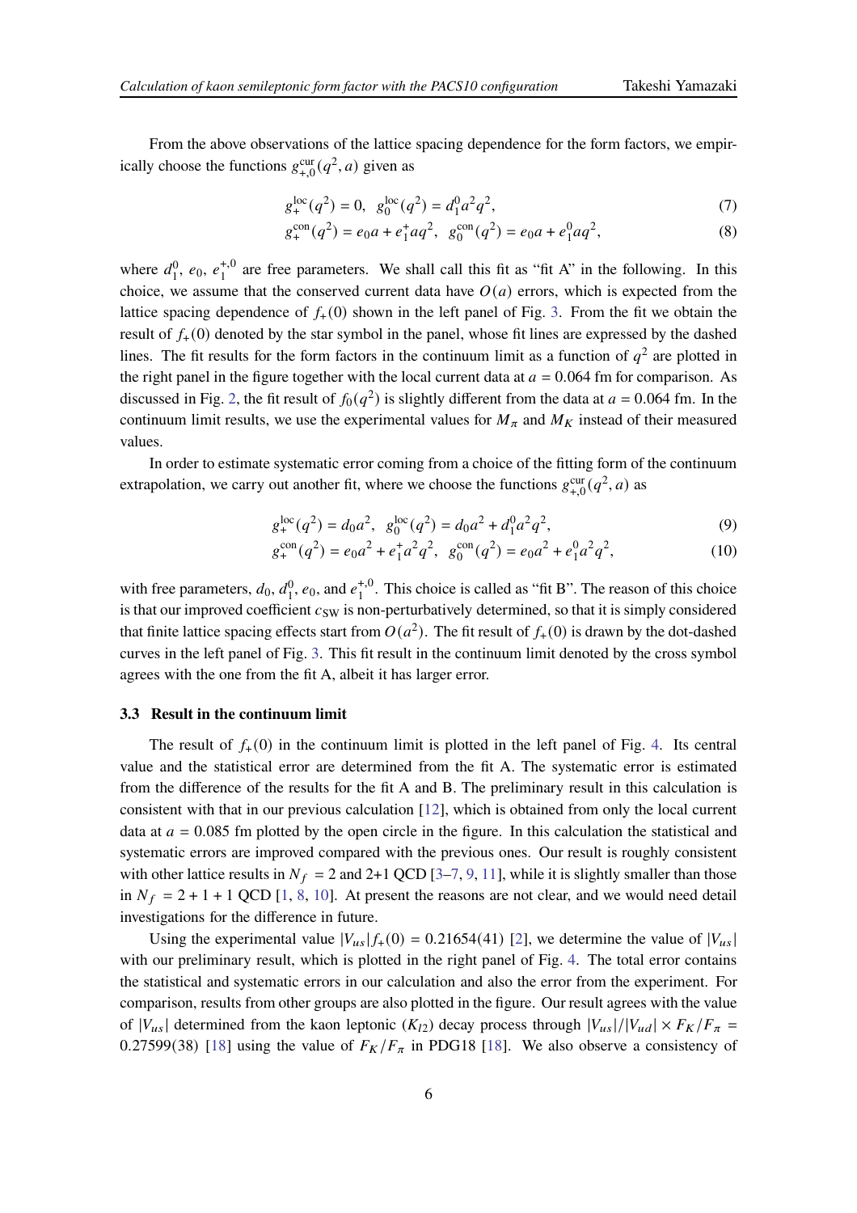From the above observations of the lattice spacing dependence for the form factors, we empirically choose the functions $g^{\rm cur}_{+,0}(q^2, a)$ given as

$$g^{\rm loc}_{+}(q^2) = 0, \quad g^{\rm loc}_{0}(q^2) = d^0_1 a^2 q^2, \tag{7}$$

$$g^{\rm con}_{+}(q^2) = e_0 a + e^+_1 a q^2, \quad g^{\rm con}_{0}(q^2) = e_0 a + e^0_1 a q^2, \tag{8}$$

where $d^0_1$, $e_0$, $e^{+,0}_1$ are free parameters. We shall call this fit as "fit A" in the following. In this choice, we assume that the conserved current data have $O(a)$ errors, which is expected from the lattice spacing dependence of $f_+(0)$ shown in the left panel of Fig. 3. From the fit we obtain the result of $f_+(0)$ denoted by the star symbol in the panel, whose fit lines are expressed by the dashed lines. The fit results for the form factors in the continuum limit as a function of $q^2$ are plotted in the right panel in the figure together with the local current data at $a = 0.064$ fm for comparison. As discussed in Fig. 2, the fit result of $f_0(q^2)$ is slightly different from the data at $a = 0.064$ fm. In the continuum limit results, we use the experimental values for $M_\pi$ and $M_K$ instead of their measured values.

In order to estimate systematic error coming from a choice of the fitting form of the continuum extrapolation, we carry out another fit, where we choose the functions $g^{\rm cur}_{+,0}(q^2, a)$ as

$$g^{\rm loc}_{+}(q^2) = d_0 a^2, \quad g^{\rm loc}_{0}(q^2) = d_0 a^2 + d^0_1 a^2 q^2, \tag{9}$$

$$g^{\rm con}_{+}(q^2) = e_0 a^2 + e^+_1 a^2 q^2, \quad g^{\rm con}_{0}(q^2) = e_0 a^2 + e^0_1 a^2 q^2, \tag{10}$$

with free parameters, $d_0$, $d^0_1$, $e_0$, and $e^{+,0}_1$. This choice is called as "fit B". The reason of this choice is that our improved coefficient $c_{\rm SW}$ is non-perturbatively determined, so that it is simply considered that finite lattice spacing effects start from $O(a^2)$. The fit result of $f_+(0)$ is drawn by the dot-dashed curves in the left panel of Fig. 3. This fit result in the continuum limit denoted by the cross symbol agrees with the one from the fit A, albeit it has larger error.

### 3.3 Result in the continuum limit

The result of $f_+(0)$ in the continuum limit is plotted in the left panel of Fig. 4. Its central value and the statistical error are determined from the fit A. The systematic error is estimated from the difference of the results for the fit A and B. The preliminary result in this calculation is consistent with that in our previous calculation [12], which is obtained from only the local current data at $a = 0.085$ fm plotted by the open circle in the figure. In this calculation the statistical and systematic errors are improved compared with the previous ones. Our result is roughly consistent with other lattice results in $N_f = 2$ and 2+1 QCD [3–7, 9, 11], while it is slightly smaller than those in $N_f = 2 + 1 + 1$ QCD [1, 8, 10]. At present the reasons are not clear, and we would need detail investigations for the difference in future.

Using the experimental value $|V_{us}|f_+(0) = 0.21654(41)$ [2], we determine the value of $|V_{us}|$ with our preliminary result, which is plotted in the right panel of Fig. 4. The total error contains the statistical and systematic errors in our calculation and also the error from the experiment. For comparison, results from other groups are also plotted in the figure. Our result agrees with the value of $|V_{us}|$ determined from the kaon leptonic ($K_{l2}$) decay process through $|V_{us}|/|V_{ud}| \times F_K/F_\pi = 0.27599(38)$ [18] using the value of $F_K/F_\pi$ in PDG18 [18]. We also observe a consistency of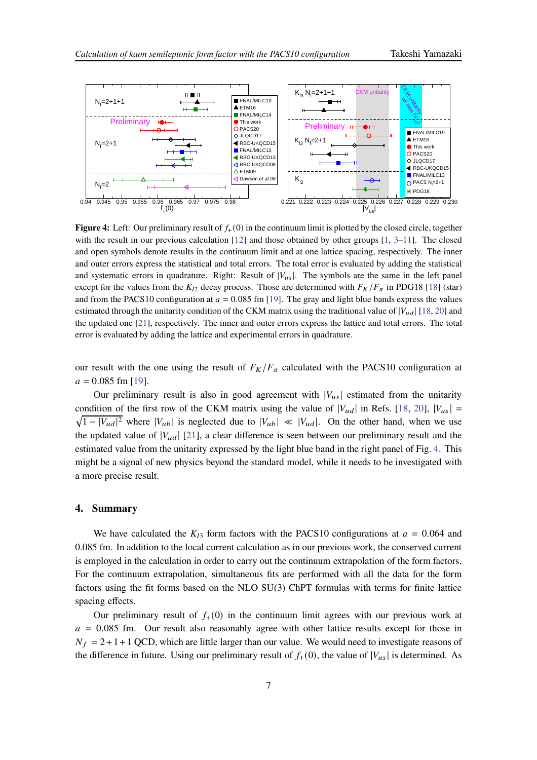**Figure 4:** Left: Our preliminary result of $f_+(0)$ in the continuum limit is plotted by the closed circle, together with the result in our previous calculation [12] and those obtained by other groups [1, 3–11]. The closed and open symbols denote results in the continuum limit and at one lattice spacing, respectively. The inner and outer errors express the statistical and total errors. The total error is evaluated by adding the statistical and systematic errors in quadrature. Right: Result of $|V_{us}|$. The symbols are the same in the left panel except for the values from the $K_{l2}$ decay process. Those are determined with $F_K/F_\pi$ in PDG18 [18] (star) and from the PACS10 configuration at $a = 0.085$ fm [19]. The gray and light blue bands express the values estimated through the unitarity condition of the CKM matrix using the traditional value of $|V_{ud}|$ [18, 20] and the updated one [21], respectively. The inner and outer errors express the lattice and total errors. The total error is evaluated by adding the lattice and experimental errors in quadrature.

our result with the one using the result of $F_K/F_\pi$ calculated with the PACS10 configuration at $a = 0.085$ fm [19].

Our preliminary result is also in good agreement with $|V_{us}|$ estimated from the unitarity condition of the first row of the CKM matrix using the value of $|V_{ud}|$ in Refs. [18, 20], $|V_{us}| = \sqrt{1 - |V_{ud}|^2}$ where $|V_{ub}|$ is neglected due to $|V_{ub}| \ll |V_{ud}|$. On the other hand, when we use the updated value of $|V_{ud}|$ [21], a clear difference is seen between our preliminary result and the estimated value from the unitarity expressed by the light blue band in the right panel of Fig. 4. This might be a signal of new physics beyond the standard model, while it needs to be investigated with a more precise result.

## 4. Summary

We have calculated the $K_{l3}$ form factors with the PACS10 configurations at $a = 0.064$ and 0.085 fm. In addition to the local current calculation as in our previous work, the conserved current is employed in the calculation in order to carry out the continuum extrapolation of the form factors. For the continuum extrapolation, simultaneous fits are performed with all the data for the form factors using the fit forms based on the NLO SU(3) ChPT formulas with terms for finite lattice spacing effects.

Our preliminary result of $f_+(0)$ in the continuum limit agrees with our previous work at $a = 0.085$ fm. Our result also reasonably agree with other lattice results except for those in $N_f = 2+1+1$ QCD, which are little larger than our value. We would need to investigate reasons of the difference in future. Using our preliminary result of $f_+(0)$, the value of $|V_{us}|$ is determined. As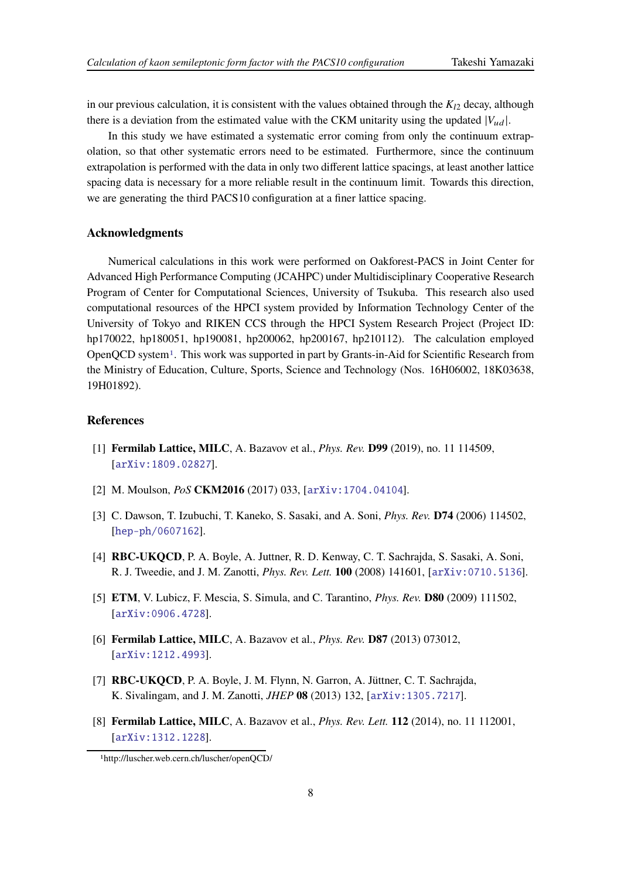in our previous calculation, it is consistent with the values obtained through the $K_{l2}$ decay, although there is a deviation from the estimated value with the CKM unitarity using the updated $|V_{ud}|$.

In this study we have estimated a systematic error coming from only the continuum extrapolation, so that other systematic errors need to be estimated. Furthermore, since the continuum extrapolation is performed with the data in only two different lattice spacings, at least another lattice spacing data is necessary for a more reliable result in the continuum limit. Towards this direction, we are generating the third PACS10 configuration at a finer lattice spacing.

### Acknowledgments

Numerical calculations in this work were performed on Oakforest-PACS in Joint Center for Advanced High Performance Computing (JCAHPC) under Multidisciplinary Cooperative Research Program of Center for Computational Sciences, University of Tsukuba. This research also used computational resources of the HPCI system provided by Information Technology Center of the University of Tokyo and RIKEN CCS through the HPCI System Research Project (Project ID: hp170022, hp180051, hp190081, hp200062, hp200167, hp210112). The calculation employed OpenQCD system[1]. This work was supported in part by Grants-in-Aid for Scientific Research from the Ministry of Education, Culture, Sports, Science and Technology (Nos. 16H06002, 18K03638, 19H01892).

### References

[1] **Fermilab Lattice, MILC**, A. Bazavov et al., *Phys. Rev.* **D99** (2019), no. 11 114509, [arXiv:1809.02827].

[2] M. Moulson, *PoS* **CKM2016** (2017) 033, [arXiv:1704.04104].

[3] C. Dawson, T. Izubuchi, T. Kaneko, S. Sasaki, and A. Soni, *Phys. Rev.* **D74** (2006) 114502, [hep-ph/0607162].

[4] **RBC-UKQCD**, P. A. Boyle, A. Juttner, R. D. Kenway, C. T. Sachrajda, S. Sasaki, A. Soni, R. J. Tweedie, and J. M. Zanotti, *Phys. Rev. Lett.* **100** (2008) 141601, [arXiv:0710.5136].

[5] **ETM**, V. Lubicz, F. Mescia, S. Simula, and C. Tarantino, *Phys. Rev.* **D80** (2009) 111502, [arXiv:0906.4728].

[6] **Fermilab Lattice, MILC**, A. Bazavov et al., *Phys. Rev.* **D87** (2013) 073012, [arXiv:1212.4993].

[7] **RBC-UKQCD**, P. A. Boyle, J. M. Flynn, N. Garron, A. Jüttner, C. T. Sachrajda, K. Sivalingam, and J. M. Zanotti, *JHEP* **08** (2013) 132, [arXiv:1305.7217].

[8] **Fermilab Lattice, MILC**, A. Bazavov et al., *Phys. Rev. Lett.* **112** (2014), no. 11 112001, [arXiv:1312.1228].

[1]http://luscher.web.cern.ch/luscher/openQCD/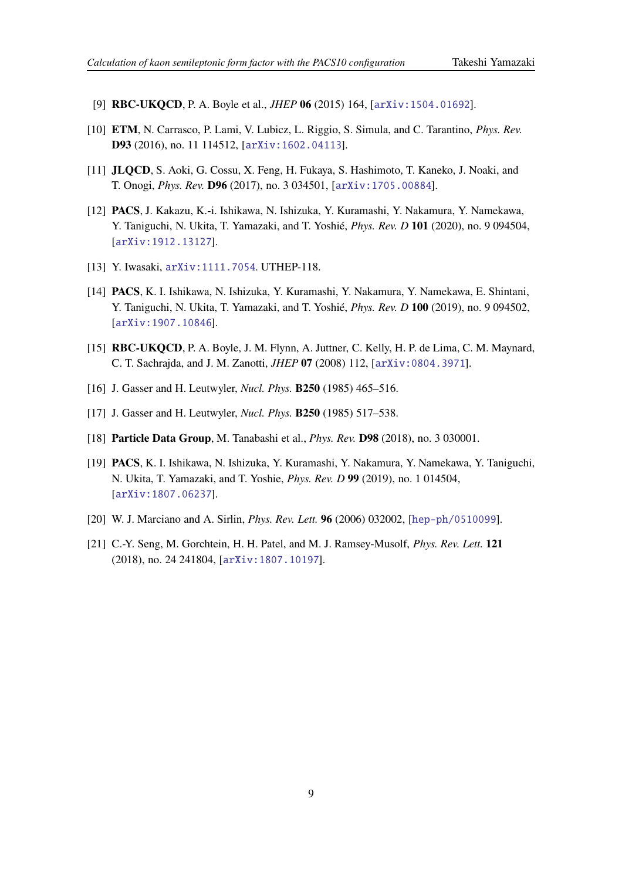[9] **RBC-UKQCD**, P. A. Boyle et al., *JHEP* **06** (2015) 164, [arXiv:1504.01692].

[10] **ETM**, N. Carrasco, P. Lami, V. Lubicz, L. Riggio, S. Simula, and C. Tarantino, *Phys. Rev.* **D93** (2016), no. 11 114512, [arXiv:1602.04113].

[11] **JLQCD**, S. Aoki, G. Cossu, X. Feng, H. Fukaya, S. Hashimoto, T. Kaneko, J. Noaki, and T. Onogi, *Phys. Rev.* **D96** (2017), no. 3 034501, [arXiv:1705.00884].

[12] **PACS**, J. Kakazu, K.-i. Ishikawa, N. Ishizuka, Y. Kuramashi, Y. Nakamura, Y. Namekawa, Y. Taniguchi, N. Ukita, T. Yamazaki, and T. Yoshié, *Phys. Rev. D* **101** (2020), no. 9 094504, [arXiv:1912.13127].

[13] Y. Iwasaki, arXiv:1111.7054. UTHEP-118.

[14] **PACS**, K. I. Ishikawa, N. Ishizuka, Y. Kuramashi, Y. Nakamura, Y. Namekawa, E. Shintani, Y. Taniguchi, N. Ukita, T. Yamazaki, and T. Yoshié, *Phys. Rev. D* **100** (2019), no. 9 094502, [arXiv:1907.10846].

[15] **RBC-UKQCD**, P. A. Boyle, J. M. Flynn, A. Juttner, C. Kelly, H. P. de Lima, C. M. Maynard, C. T. Sachrajda, and J. M. Zanotti, *JHEP* **07** (2008) 112, [arXiv:0804.3971].

[16] J. Gasser and H. Leutwyler, *Nucl. Phys.* **B250** (1985) 465–516.

[17] J. Gasser and H. Leutwyler, *Nucl. Phys.* **B250** (1985) 517–538.

[18] **Particle Data Group**, M. Tanabashi et al., *Phys. Rev.* **D98** (2018), no. 3 030001.

[19] **PACS**, K. I. Ishikawa, N. Ishizuka, Y. Kuramashi, Y. Nakamura, Y. Namekawa, Y. Taniguchi, N. Ukita, T. Yamazaki, and T. Yoshie, *Phys. Rev. D* **99** (2019), no. 1 014504, [arXiv:1807.06237].

[20] W. J. Marciano and A. Sirlin, *Phys. Rev. Lett.* **96** (2006) 032002, [hep-ph/0510099].

[21] C.-Y. Seng, M. Gorchtein, H. H. Patel, and M. J. Ramsey-Musolf, *Phys. Rev. Lett.* **121** (2018), no. 24 241804, [arXiv:1807.10197].